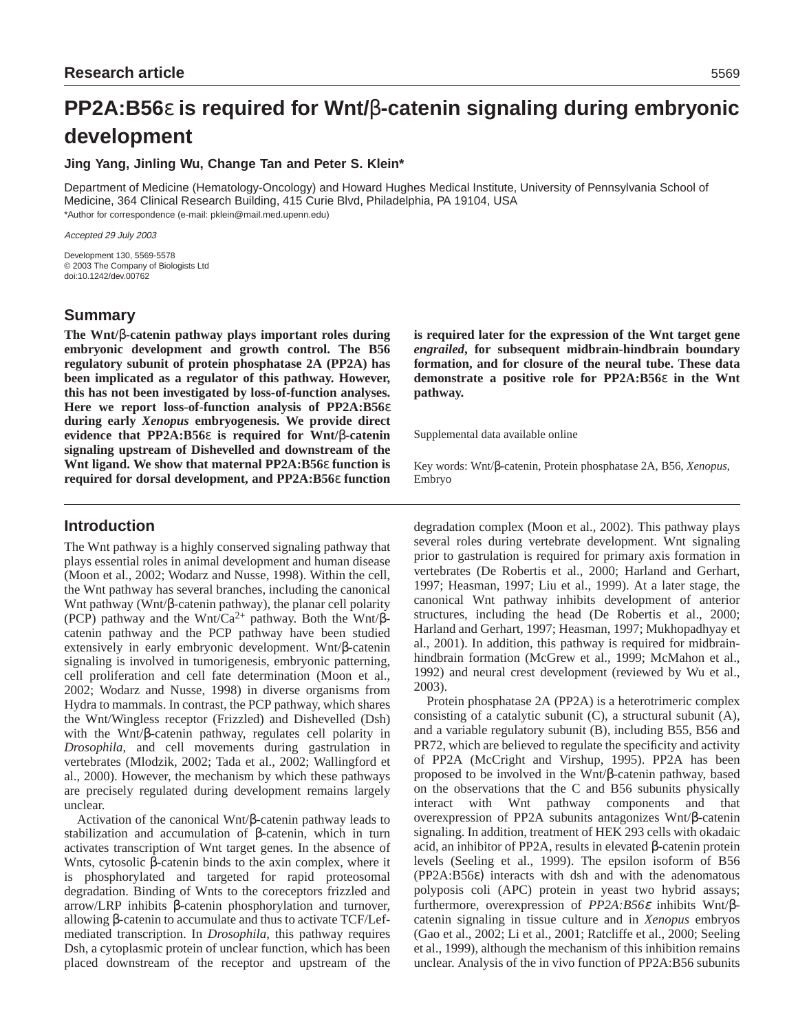Research article

# PP2A:B56ε is required for Wnt/β-catenin signaling during embryonic development

**Jing Yang, Jinling Wu, Change Tan and Peter S. Klein***

Department of Medicine (Hematology-Oncology) and Howard Hughes Medical Institute, University of Pennsylvania School of Medicine, 364 Clinical Research Building, 415 Curie Blvd, Philadelphia, PA 19104, USA

*Author for correspondence (e-mail: pklein@mail.med.upenn.edu)

*Accepted 29 July 2003*

Development 130, 5569-5578
© 2003 The Company of Biologists Ltd
doi:10.1242/dev.00762

## Summary

**The Wnt/β-catenin pathway plays important roles during embryonic development and growth control. The B56 regulatory subunit of protein phosphatase 2A (PP2A) has been implicated as a regulator of this pathway. However, this has not been investigated by loss-of-function analyses. Here we report loss-of-function analysis of PP2A:B56ε during early *Xenopus* embryogenesis. We provide direct evidence that PP2A:B56ε is required for Wnt/β-catenin signaling upstream of Dishevelled and downstream of the Wnt ligand. We show that maternal PP2A:B56ε function is required for dorsal development, and PP2A:B56ε function is required later for the expression of the Wnt target gene *engrailed*, for subsequent midbrain-hindbrain boundary formation, and for closure of the neural tube. These data demonstrate a positive role for PP2A:B56ε in the Wnt pathway.**

Supplemental data available online

Key words: Wnt/β-catenin, Protein phosphatase 2A, B56, *Xenopus*, Embryo

## Introduction

The Wnt pathway is a highly conserved signaling pathway that plays essential roles in animal development and human disease (Moon et al., 2002; Wodarz and Nusse, 1998). Within the cell, the Wnt pathway has several branches, including the canonical Wnt pathway (Wnt/β-catenin pathway), the planar cell polarity (PCP) pathway and the Wnt/$Ca^{2+}$ pathway. Both the Wnt/β-catenin pathway and the PCP pathway have been studied extensively in early embryonic development. Wnt/β-catenin signaling is involved in tumorigenesis, embryonic patterning, cell proliferation and cell fate determination (Moon et al., 2002; Wodarz and Nusse, 1998) in diverse organisms from Hydra to mammals. In contrast, the PCP pathway, which shares the Wnt/Wingless receptor (Frizzled) and Dishevelled (Dsh) with the Wnt/β-catenin pathway, regulates cell polarity in *Drosophila*, and cell movements during gastrulation in vertebrates (Mlodzik, 2002; Tada et al., 2002; Wallingford et al., 2000). However, the mechanism by which these pathways are precisely regulated during development remains largely unclear.

Activation of the canonical Wnt/β-catenin pathway leads to stabilization and accumulation of β-catenin, which in turn activates transcription of Wnt target genes. In the absence of Wnts, cytosolic β-catenin binds to the axin complex, where it is phosphorylated and targeted for rapid proteosomal degradation. Binding of Wnts to the coreceptors frizzled and arrow/LRP inhibits β-catenin phosphorylation and turnover, allowing β-catenin to accumulate and thus to activate TCF/Lef-mediated transcription. In *Drosophila*, this pathway requires Dsh, a cytoplasmic protein of unclear function, which has been placed downstream of the receptor and upstream of the degradation complex (Moon et al., 2002). This pathway plays several roles during vertebrate development. Wnt signaling prior to gastrulation is required for primary axis formation in vertebrates (De Robertis et al., 2000; Harland and Gerhart, 1997; Heasman, 1997; Liu et al., 1999). At a later stage, the canonical Wnt pathway inhibits development of anterior structures, including the head (De Robertis et al., 2000; Harland and Gerhart, 1997; Heasman, 1997; Mukhopadhyay et al., 2001). In addition, this pathway is required for midbrain-hindbrain formation (McGrew et al., 1999; McMahon et al., 1992) and neural crest development (reviewed by Wu et al., 2003).

Protein phosphatase 2A (PP2A) is a heterotrimeric complex consisting of a catalytic subunit (C), a structural subunit (A), and a variable regulatory subunit (B), including B55, B56 and PR72, which are believed to regulate the specificity and activity of PP2A (McCright and Virshup, 1995). PP2A has been proposed to be involved in the Wnt/β-catenin pathway, based on the observations that the C and B56 subunits physically interact with Wnt pathway components and that overexpression of PP2A subunits antagonizes Wnt/β-catenin signaling. In addition, treatment of HEK 293 cells with okadaic acid, an inhibitor of PP2A, results in elevated β-catenin protein levels (Seeling et al., 1999). The epsilon isoform of B56 (PP2A:B56ε) interacts with dsh and with the adenomatous polyposis coli (APC) protein in yeast two hybrid assays; furthermore, overexpression of *PP2A:B56ε* inhibits Wnt/β-catenin signaling in tissue culture and in *Xenopus* embryos (Gao et al., 2002; Li et al., 2001; Ratcliffe et al., 2000; Seeling et al., 1999), although the mechanism of this inhibition remains unclear. Analysis of the in vivo function of PP2A:B56 subunits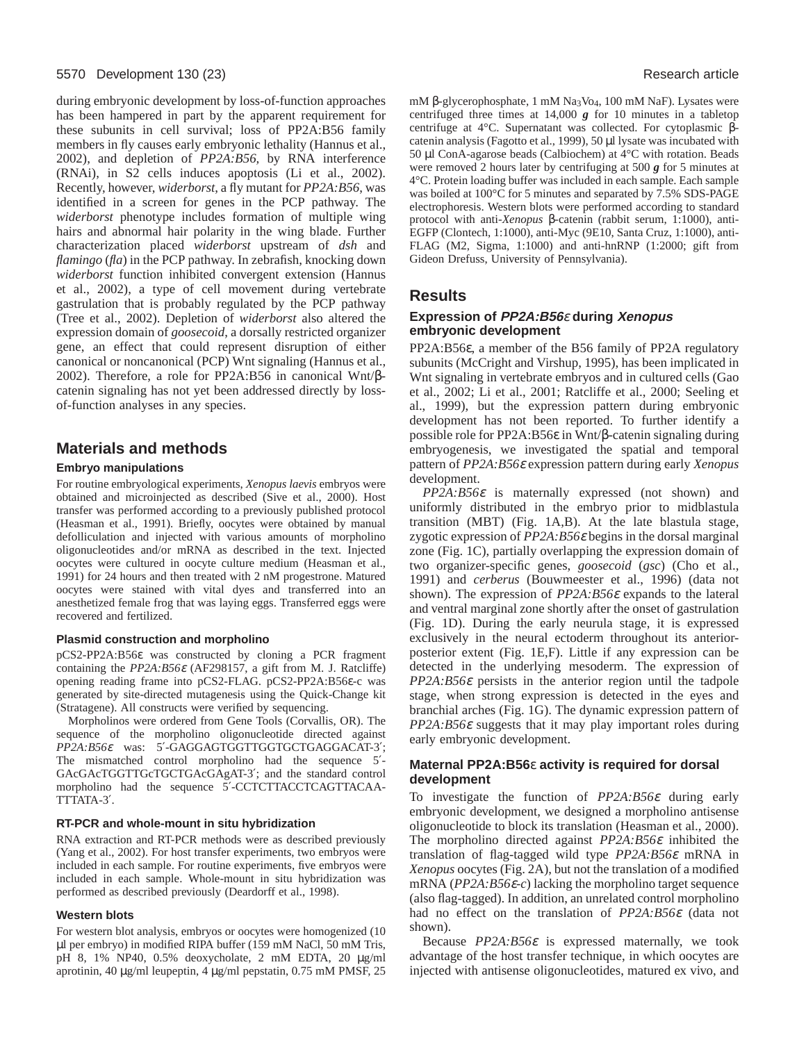during embryonic development by loss-of-function approaches has been hampered in part by the apparent requirement for these subunits in cell survival; loss of PP2A:B56 family members in fly causes early embryonic lethality (Hannus et al., 2002), and depletion of *PP2A:B56*, by RNA interference (RNAi), in S2 cells induces apoptosis (Li et al., 2002). Recently, however, *widerborst*, a fly mutant for *PP2A:B56*, was identified in a screen for genes in the PCP pathway. The *widerborst* phenotype includes formation of multiple wing hairs and abnormal hair polarity in the wing blade. Further characterization placed *widerborst* upstream of *dsh* and *flamingo* (*fla*) in the PCP pathway. In zebrafish, knocking down *widerborst* function inhibited convergent extension (Hannus et al., 2002), a type of cell movement during vertebrate gastrulation that is probably regulated by the PCP pathway (Tree et al., 2002). Depletion of *widerborst* also altered the expression domain of *goosecoid*, a dorsally restricted organizer gene, an effect that could represent disruption of either canonical or noncanonical (PCP) Wnt signaling (Hannus et al., 2002). Therefore, a role for PP2A:B56 in canonical Wnt/β-catenin signaling has not yet been addressed directly by loss-of-function analyses in any species.

## Materials and methods

### Embryo manipulations

For routine embryological experiments, *Xenopus laevis* embryos were obtained and microinjected as described (Sive et al., 2000). Host transfer was performed according to a previously published protocol (Heasman et al., 1991). Briefly, oocytes were obtained by manual defolliculation and injected with various amounts of morpholino oligonucleotides and/or mRNA as described in the text. Injected oocytes were cultured in oocyte culture medium (Heasman et al., 1991) for 24 hours and then treated with 2 nM progestrone. Matured oocytes were stained with vital dyes and transferred into an anesthetized female frog that was laying eggs. Transferred eggs were recovered and fertilized.

### Plasmid construction and morpholino

pCS2-PP2A:B56ε was constructed by cloning a PCR fragment containing the *PP2A:B56ε* (AF298157, a gift from M. J. Ratcliffe) opening reading frame into pCS2-FLAG. pCS2-PP2A:B56ε-c was generated by site-directed mutagenesis using the Quick-Change kit (Stratagene). All constructs were verified by sequencing.

Morpholinos were ordered from Gene Tools (Corvallis, OR). The sequence of the morpholino oligonucleotide directed against *PP2A:B56ε* was: 5′-GAGGAGTGGTTGGTGCTGAGGACAT-3′; The mismatched control morpholino had the sequence 5′-GAcGAcTGGTTGcTGCTGAcGAgAT-3′; and the standard control morpholino had the sequence 5′-CCTCTTACCTCAGTTACAA-TTTATA-3′.

### RT-PCR and whole-mount in situ hybridization

RNA extraction and RT-PCR methods were as described previously (Yang et al., 2002). For host transfer experiments, two embryos were included in each sample. For routine experiments, five embryos were included in each sample. Whole-mount in situ hybridization was performed as described previously (Deardorff et al., 1998).

### Western blots

For western blot analysis, embryos or oocytes were homogenized (10 μl per embryo) in modified RIPA buffer (159 mM NaCl, 50 mM Tris, pH 8, 1% NP40, 0.5% deoxycholate, 2 mM EDTA, 20 μg/ml aprotinin, 40 μg/ml leupeptin, 4 μg/ml pepstatin, 0.75 mM PMSF, 25 mM β-glycerophosphate, 1 mM $Na_3Vo_4$, 100 mM NaF). Lysates were centrifuged three times at 14,000 ***g*** for 10 minutes in a tabletop centrifuge at 4°C. Supernatant was collected. For cytoplasmic β-catenin analysis (Fagotto et al., 1999), 50 μl lysate was incubated with 50 μl ConA-agarose beads (Calbiochem) at 4°C with rotation. Beads were removed 2 hours later by centrifuging at 500 ***g*** for 5 minutes at 4°C. Protein loading buffer was included in each sample. Each sample was boiled at 100°C for 5 minutes and separated by 7.5% SDS-PAGE electrophoresis. Western blots were performed according to standard protocol with anti-*Xenopus* β-catenin (rabbit serum, 1:1000), anti-EGFP (Clontech, 1:1000), anti-Myc (9E10, Santa Cruz, 1:1000), anti-FLAG (M2, Sigma, 1:1000) and anti-hnRNP (1:2000; gift from Gideon Drefuss, University of Pennsylvania).

## Results

### Expression of *PP2A:B56ε* during *Xenopus* embryonic development

PP2A:B56ε, a member of the B56 family of PP2A regulatory subunits (McCright and Virshup, 1995), has been implicated in Wnt signaling in vertebrate embryos and in cultured cells (Gao et al., 2002; Li et al., 2001; Ratcliffe et al., 2000; Seeling et al., 1999), but the expression pattern during embryonic development has not been reported. To further identify a possible role for PP2A:B56ε in Wnt/β-catenin signaling during embryogenesis, we investigated the spatial and temporal pattern of *PP2A:B56ε* expression pattern during early *Xenopus* development.

*PP2A:B56ε* is maternally expressed (not shown) and uniformly distributed in the embryo prior to midblastula transition (MBT) (Fig. 1A,B). At the late blastula stage, zygotic expression of *PP2A:B56ε* begins in the dorsal marginal zone (Fig. 1C), partially overlapping the expression domain of two organizer-specific genes, *goosecoid* (*gsc*) (Cho et al., 1991) and *cerberus* (Bouwmeester et al., 1996) (data not shown). The expression of *PP2A:B56ε* expands to the lateral and ventral marginal zone shortly after the onset of gastrulation (Fig. 1D). During the early neurula stage, it is expressed exclusively in the neural ectoderm throughout its anterior-posterior extent (Fig. 1E,F). Little if any expression can be detected in the underlying mesoderm. The expression of *PP2A:B56ε* persists in the anterior region until the tadpole stage, when strong expression is detected in the eyes and branchial arches (Fig. 1G). The dynamic expression pattern of *PP2A:B56ε* suggests that it may play important roles during early embryonic development.

### Maternal PP2A:B56ε activity is required for dorsal development

To investigate the function of *PP2A:B56ε* during early embryonic development, we designed a morpholino antisense oligonucleotide to block its translation (Heasman et al., 2000). The morpholino directed against *PP2A:B56ε* inhibited the translation of flag-tagged wild type *PP2A:B56ε* mRNA in *Xenopus* oocytes (Fig. 2A), but not the translation of a modified mRNA (*PP2A:B56ε-c*) lacking the morpholino target sequence (also flag-tagged). In addition, an unrelated control morpholino had no effect on the translation of *PP2A:B56ε* (data not shown).

Because *PP2A:B56ε* is expressed maternally, we took advantage of the host transfer technique, in which oocytes are injected with antisense oligonucleotides, matured ex vivo, and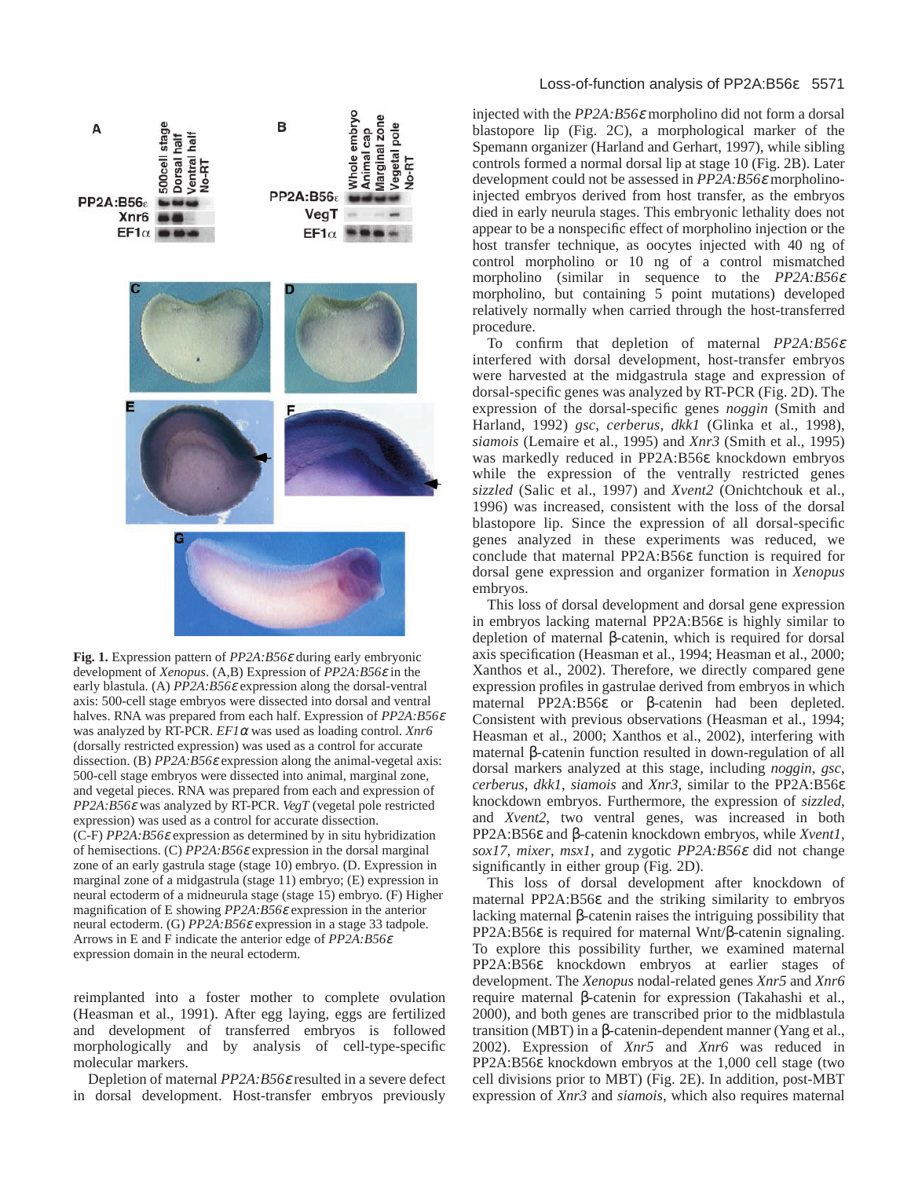**Fig. 1.** Expression pattern of *PP2A:B56ε* during early embryonic development of *Xenopus*. (A,B) Expression of *PP2A:B56ε* in the early blastula. (A) *PP2A:B56ε* expression along the dorsal-ventral axis: 500-cell stage embryos were dissected into dorsal and ventral halves. RNA was prepared from each half. Expression of *PP2A:B56ε* was analyzed by RT-PCR. *EF1α* was used as loading control. *Xnr6* (dorsally restricted expression) was used as a control for accurate dissection. (B) *PP2A:B56ε* expression along the animal-vegetal axis: 500-cell stage embryos were dissected into animal, marginal zone, and vegetal pieces. RNA was prepared from each and expression of *PP2A:B56ε* was analyzed by RT-PCR. *VegT* (vegetal pole restricted expression) was used as a control for accurate dissection. (C-F) *PP2A:B56ε* expression as determined by in situ hybridization of hemisections. (C) *PP2A:B56ε* expression in the dorsal marginal zone of an early gastrula stage (stage 10) embryo. (D. Expression in marginal zone of a midgastrula (stage 11) embryo; (E) expression in neural ectoderm of a midneurula stage (stage 15) embryo. (F) Higher magnification of E showing *PP2A:B56ε* expression in the anterior neural ectoderm. (G) *PP2A:B56ε* expression in a stage 33 tadpole. Arrows in E and F indicate the anterior edge of *PP2A:B56ε* expression domain in the neural ectoderm.

reimplanted into a foster mother to complete ovulation (Heasman et al., 1991). After egg laying, eggs are fertilized and development of transferred embryos is followed morphologically and by analysis of cell-type-specific molecular markers.

Depletion of maternal *PP2A:B56ε* resulted in a severe defect in dorsal development. Host-transfer embryos previously injected with the *PP2A:B56ε* morpholino did not form a dorsal blastopore lip (Fig. 2C), a morphological marker of the Spemann organizer (Harland and Gerhart, 1997), while sibling controls formed a normal dorsal lip at stage 10 (Fig. 2B). Later development could not be assessed in *PP2A:B56ε* morpholino-injected embryos derived from host transfer, as the embryos died in early neurula stages. This embryonic lethality does not appear to be a nonspecific effect of morpholino injection or the host transfer technique, as oocytes injected with 40 ng of control morpholino or 10 ng of a control mismatched morpholino (similar in sequence to the *PP2A:B56ε* morpholino, but containing 5 point mutations) developed relatively normally when carried through the host-transferred procedure.

To confirm that depletion of maternal *PP2A:B56ε* interfered with dorsal development, host-transfer embryos were harvested at the midgastrula stage and expression of dorsal-specific genes was analyzed by RT-PCR (Fig. 2D). The expression of the dorsal-specific genes *noggin* (Smith and Harland, 1992) *gsc*, *cerberus*, *dkk1* (Glinka et al., 1998), *siamois* (Lemaire et al., 1995) and *Xnr3* (Smith et al., 1995) was markedly reduced in PP2A:B56ε knockdown embryos while the expression of the ventrally restricted genes *sizzled* (Salic et al., 1997) and *Xvent2* (Onichtchouk et al., 1996) was increased, consistent with the loss of the dorsal blastopore lip. Since the expression of all dorsal-specific genes analyzed in these experiments was reduced, we conclude that maternal PP2A:B56ε function is required for dorsal gene expression and organizer formation in *Xenopus* embryos.

This loss of dorsal development and dorsal gene expression in embryos lacking maternal PP2A:B56ε is highly similar to depletion of maternal β-catenin, which is required for dorsal axis specification (Heasman et al., 1994; Heasman et al., 2000; Xanthos et al., 2002). Therefore, we directly compared gene expression profiles in gastrulae derived from embryos in which maternal PP2A:B56ε or β-catenin had been depleted. Consistent with previous observations (Heasman et al., 1994; Heasman et al., 2000; Xanthos et al., 2002), interfering with maternal β-catenin function resulted in down-regulation of all dorsal markers analyzed at this stage, including *noggin*, *gsc*, *cerberus*, *dkk1*, *siamois* and *Xnr3*, similar to the PP2A:B56ε knockdown embryos. Furthermore, the expression of *sizzled*, and *Xvent2*, two ventral genes, was increased in both PP2A:B56ε and β-catenin knockdown embryos, while *Xvent1*, *sox17*, *mixer*, *msx1*, and zygotic *PP2A:B56ε* did not change significantly in either group (Fig. 2D).

This loss of dorsal development after knockdown of maternal PP2A:B56ε and the striking similarity to embryos lacking maternal β-catenin raises the intriguing possibility that PP2A:B56ε is required for maternal Wnt/β-catenin signaling. To explore this possibility further, we examined maternal PP2A:B56ε knockdown embryos at earlier stages of development. The *Xenopus* nodal-related genes *Xnr5* and *Xnr6* require maternal β-catenin for expression (Takahashi et al., 2000), and both genes are transcribed prior to the midblastula transition (MBT) in a β-catenin-dependent manner (Yang et al., 2002). Expression of *Xnr5* and *Xnr6* was reduced in PP2A:B56ε knockdown embryos at the 1,000 cell stage (two cell divisions prior to MBT) (Fig. 2E). In addition, post-MBT expression of *Xnr3* and *siamois*, which also requires maternal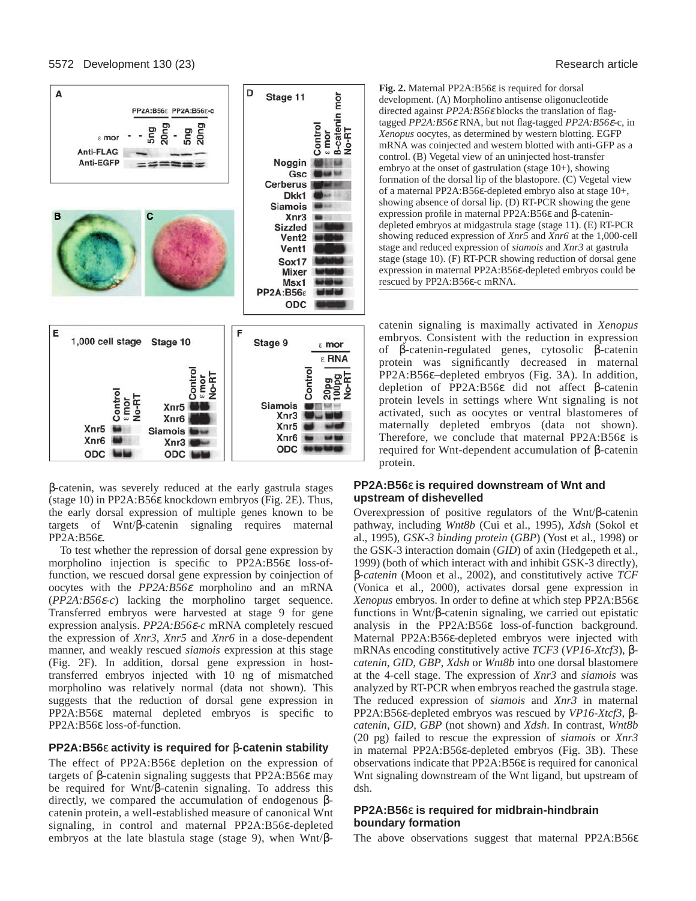**Fig. 2.** Maternal PP2A:B56ε is required for dorsal development. (A) Morpholino antisense oligonucleotide directed against *PP2A:B56ε* blocks the translation of flag-tagged *PP2A:B56ε* RNA, but not flag-tagged *PP2A:B56ε*-c, in *Xenopus* oocytes, as determined by western blotting. EGFP mRNA was coinjected and western blotted with anti-GFP as a control. (B) Vegetal view of an uninjected host-transfer embryo at the onset of gastrulation (stage 10+), showing formation of the dorsal lip of the blastopore. (C) Vegetal view of a maternal PP2A:B56ε-depleted embryo also at stage 10+, showing absence of dorsal lip. (D) RT-PCR showing the gene expression profile in maternal PP2A:B56ε and β-catenin-depleted embryos at midgastrula stage (stage 11). (E) RT-PCR showing reduced expression of *Xnr5* and *Xnr6* at the 1,000-cell stage and reduced expression of *siamois* and *Xnr3* at gastrula stage (stage 10). (F) RT-PCR showing reduction of dorsal gene expression in maternal PP2A:B56ε-depleted embryos could be rescued by PP2A:B56ε-c mRNA.

β-catenin, was severely reduced at the early gastrula stages (stage 10) in PP2A:B56ε knockdown embryos (Fig. 2E). Thus, the early dorsal expression of multiple genes known to be targets of Wnt/β-catenin signaling requires maternal PP2A:B56ε.

To test whether the repression of dorsal gene expression by morpholino injection is specific to PP2A:B56ε loss-of-function, we rescued dorsal gene expression by coinjection of oocytes with the *PP2A:B56ε* morpholino and an mRNA (*PP2A:B56ε-c*) lacking the morpholino target sequence. Transferred embryos were harvested at stage 9 for gene expression analysis. *PP2A:B56ε-c* mRNA completely rescued the expression of *Xnr3*, *Xnr5* and *Xnr6* in a dose-dependent manner, and weakly rescued *siamois* expression at this stage (Fig. 2F). In addition, dorsal gene expression in host-transferred embryos injected with 10 ng of mismatched morpholino was relatively normal (data not shown). This suggests that the reduction of dorsal gene expression in PP2A:B56ε maternal depleted embryos is specific to PP2A:B56ε loss-of-function.

## PP2A:B56ε activity is required for β-catenin stability

The effect of PP2A:B56ε depletion on the expression of targets of β-catenin signaling suggests that PP2A:B56ε may be required for Wnt/β-catenin signaling. To address this directly, we compared the accumulation of endogenous β-catenin protein, a well-established measure of canonical Wnt signaling, in control and maternal PP2A:B56ε-depleted embryos at the late blastula stage (stage 9), when Wnt/β-catenin signaling is maximally activated in *Xenopus* embryos. Consistent with the reduction in expression of β-catenin-regulated genes, cytosolic β-catenin protein was significantly decreased in maternal PP2A:B56ε–depleted embryos (Fig. 3A). In addition, depletion of PP2A:B56ε did not affect β-catenin protein levels in settings where Wnt signaling is not activated, such as oocytes or ventral blastomeres of maternally depleted embryos (data not shown). Therefore, we conclude that maternal PP2A:B56ε is required for Wnt-dependent accumulation of β-catenin protein.

## PP2A:B56ε is required downstream of Wnt and upstream of dishevelled

Overexpression of positive regulators of the Wnt/β-catenin pathway, including *Wnt8b* (Cui et al., 1995), *Xdsh* (Sokol et al., 1995), *GSK-3 binding protein* (*GBP*) (Yost et al., 1998) or the GSK-3 interaction domain (*GID*) of axin (Hedgepeth et al., 1999) (both of which interact with and inhibit GSK-3 directly), β-*catenin* (Moon et al., 2002), and constitutively active *TCF* (Vonica et al., 2000), activates dorsal gene expression in *Xenopus* embryos. In order to define at which step PP2A:B56ε functions in Wnt/β-catenin signaling, we carried out epistatic analysis in the PP2A:B56ε loss-of-function background. Maternal PP2A:B56ε-depleted embryos were injected with mRNAs encoding constitutively active *TCF3* (*VP16-Xtcf3*), β-*catenin*, *GID*, *GBP*, *Xdsh* or *Wnt8b* into one dorsal blastomere at the 4-cell stage. The expression of *Xnr3* and *siamois* was analyzed by RT-PCR when embryos reached the gastrula stage. The reduced expression of *siamois* and *Xnr3* in maternal PP2A:B56ε-depleted embryos was rescued by *VP16-Xtcf3*, β-*catenin*, *GID*, *GBP* (not shown) and *Xdsh*. In contrast, *Wnt8b* (20 pg) failed to rescue the expression of *siamois* or *Xnr3* in maternal PP2A:B56ε-depleted embryos (Fig. 3B). These observations indicate that PP2A:B56ε is required for canonical Wnt signaling downstream of the Wnt ligand, but upstream of dsh.

## PP2A:B56ε is required for midbrain-hindbrain boundary formation

The above observations suggest that maternal PP2A:B56ε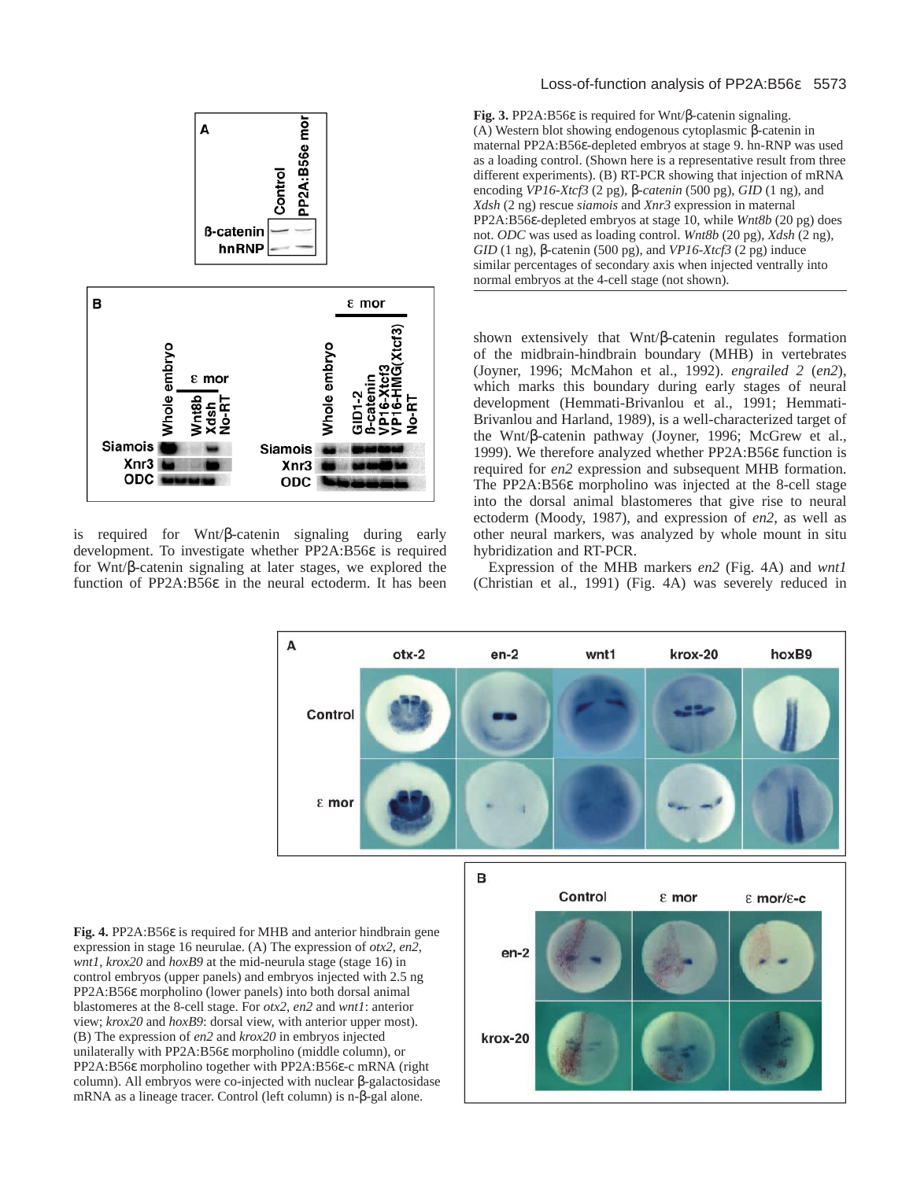**Fig. 3.** PP2A:B56ε is required for Wnt/β-catenin signaling. (A) Western blot showing endogenous cytoplasmic β-catenin in maternal PP2A:B56ε-depleted embryos at stage 9. hn-RNP was used as a loading control. (Shown here is a representative result from three different experiments). (B) RT-PCR showing that injection of mRNA encoding *VP16-Xtcf3* (2 pg), β*-catenin* (500 pg), *GID* (1 ng), and *Xdsh* (2 ng) rescue *siamois* and *Xnr3* expression in maternal PP2A:B56ε-depleted embryos at stage 10, while *Wnt8b* (20 pg) does not. *ODC* was used as loading control. *Wnt8b* (20 pg), *Xdsh* (2 ng), *GID* (1 ng), β-catenin (500 pg), and *VP16-Xtcf3* (2 pg) induce similar percentages of secondary axis when injected ventrally into normal embryos at the 4-cell stage (not shown).

is required for Wnt/β-catenin signaling during early development. To investigate whether PP2A:B56ε is required for Wnt/β-catenin signaling at later stages, we explored the function of PP2A:B56ε in the neural ectoderm. It has been shown extensively that Wnt/β-catenin regulates formation of the midbrain-hindbrain boundary (MHB) in vertebrates (Joyner, 1996; McMahon et al., 1992). *engrailed 2* (*en2*), which marks this boundary during early stages of neural development (Hemmati-Brivanlou et al., 1991; Hemmati-Brivanlou and Harland, 1989), is a well-characterized target of the Wnt/β-catenin pathway (Joyner, 1996; McGrew et al., 1999). We therefore analyzed whether PP2A:B56ε function is required for *en2* expression and subsequent MHB formation. The PP2A:B56ε morpholino was injected at the 8-cell stage into the dorsal animal blastomeres that give rise to neural ectoderm (Moody, 1987), and expression of *en2*, as well as other neural markers, was analyzed by whole mount in situ hybridization and RT-PCR.

Expression of the MHB markers *en2* (Fig. 4A) and *wnt1* (Christian et al., 1991) (Fig. 4A) was severely reduced in

**Fig. 4.** PP2A:B56ε is required for MHB and anterior hindbrain gene expression in stage 16 neurulae. (A) The expression of *otx2*, *en2*, *wnt1*, *krox20* and *hoxB9* at the mid-neurula stage (stage 16) in control embryos (upper panels) and embryos injected with 2.5 ng PP2A:B56ε morpholino (lower panels) into both dorsal animal blastomeres at the 8-cell stage. For *otx2*, *en2* and *wnt1*: anterior view; *krox20* and *hoxB9*: dorsal view, with anterior upper most). (B) The expression of *en2* and *krox20* in embryos injected unilaterally with PP2A:B56ε morpholino (middle column), or PP2A:B56ε morpholino together with PP2A:B56ε-c mRNA (right column). All embryos were co-injected with nuclear β-galactosidase mRNA as a lineage tracer. Control (left column) is n-β-gal alone.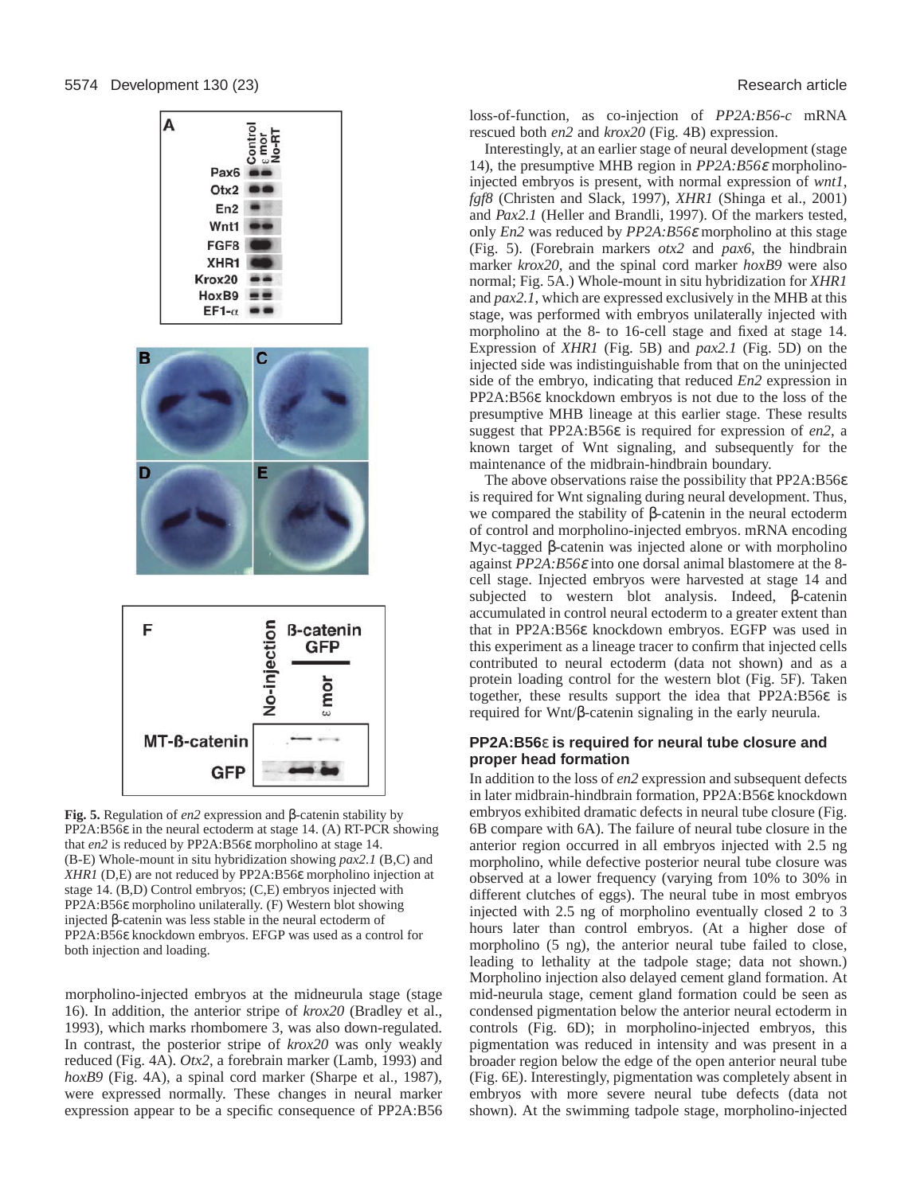**Fig. 5.** Regulation of *en2* expression and β-catenin stability by PP2A:B56ε in the neural ectoderm at stage 14. (A) RT-PCR showing that *en2* is reduced by PP2A:B56ε morpholino at stage 14. (B-E) Whole-mount in situ hybridization showing *pax2.1* (B,C) and *XHR1* (D,E) are not reduced by PP2A:B56ε morpholino injection at stage 14. (B,D) Control embryos; (C,E) embryos injected with PP2A:B56ε morpholino unilaterally. (F) Western blot showing injected β-catenin was less stable in the neural ectoderm of PP2A:B56ε knockdown embryos. EFGP was used as a control for both injection and loading.

morpholino-injected embryos at the midneurula stage (stage 16). In addition, the anterior stripe of *krox20* (Bradley et al., 1993), which marks rhombomere 3, was also down-regulated. In contrast, the posterior stripe of *krox20* was only weakly reduced (Fig. 4A). *Otx2*, a forebrain marker (Lamb, 1993) and *hoxB9* (Fig. 4A), a spinal cord marker (Sharpe et al., 1987), were expressed normally. These changes in neural marker expression appear to be a specific consequence of PP2A:B56 loss-of-function, as co-injection of *PP2A:B56-c* mRNA rescued both *en2* and *krox20* (Fig. 4B) expression.

Interestingly, at an earlier stage of neural development (stage 14), the presumptive MHB region in *PP2A:B56ε* morpholino-injected embryos is present, with normal expression of *wnt1*, *fgf8* (Christen and Slack, 1997), *XHR1* (Shinga et al., 2001) and *Pax2.1* (Heller and Brandli, 1997). Of the markers tested, only *En2* was reduced by *PP2A:B56ε* morpholino at this stage (Fig. 5). (Forebrain markers *otx2* and *pax6*, the hindbrain marker *krox20*, and the spinal cord marker *hoxB9* were also normal; Fig. 5A.) Whole-mount in situ hybridization for *XHR1* and *pax2.1*, which are expressed exclusively in the MHB at this stage, was performed with embryos unilaterally injected with morpholino at the 8- to 16-cell stage and fixed at stage 14. Expression of *XHR1* (Fig. 5B) and *pax2.1* (Fig. 5D) on the injected side was indistinguishable from that on the uninjected side of the embryo, indicating that reduced *En2* expression in PP2A:B56ε knockdown embryos is not due to the loss of the presumptive MHB lineage at this earlier stage. These results suggest that PP2A:B56ε is required for expression of *en2*, a known target of Wnt signaling, and subsequently for the maintenance of the midbrain-hindbrain boundary.

The above observations raise the possibility that PP2A:B56ε is required for Wnt signaling during neural development. Thus, we compared the stability of β-catenin in the neural ectoderm of control and morpholino-injected embryos. mRNA encoding Myc-tagged β-catenin was injected alone or with morpholino against *PP2A:B56ε* into one dorsal animal blastomere at the 8-cell stage. Injected embryos were harvested at stage 14 and subjected to western blot analysis. Indeed, β-catenin accumulated in control neural ectoderm to a greater extent than that in PP2A:B56ε knockdown embryos. EGFP was used in this experiment as a lineage tracer to confirm that injected cells contributed to neural ectoderm (data not shown) and as a protein loading control for the western blot (Fig. 5F). Taken together, these results support the idea that PP2A:B56ε is required for Wnt/β-catenin signaling in the early neurula.

### PP2A:B56ε is required for neural tube closure and proper head formation

In addition to the loss of *en2* expression and subsequent defects in later midbrain-hindbrain formation, PP2A:B56ε knockdown embryos exhibited dramatic defects in neural tube closure (Fig. 6B compare with 6A). The failure of neural tube closure in the anterior region occurred in all embryos injected with 2.5 ng morpholino, while defective posterior neural tube closure was observed at a lower frequency (varying from 10% to 30% in different clutches of eggs). The neural tube in most embryos injected with 2.5 ng of morpholino eventually closed 2 to 3 hours later than control embryos. (At a higher dose of morpholino (5 ng), the anterior neural tube failed to close, leading to lethality at the tadpole stage; data not shown.) Morpholino injection also delayed cement gland formation. At mid-neurula stage, cement gland formation could be seen as condensed pigmentation below the anterior neural ectoderm in controls (Fig. 6D); in morpholino-injected embryos, this pigmentation was reduced in intensity and was present in a broader region below the edge of the open anterior neural tube (Fig. 6E). Interestingly, pigmentation was completely absent in embryos with more severe neural tube defects (data not shown). At the swimming tadpole stage, morpholino-injected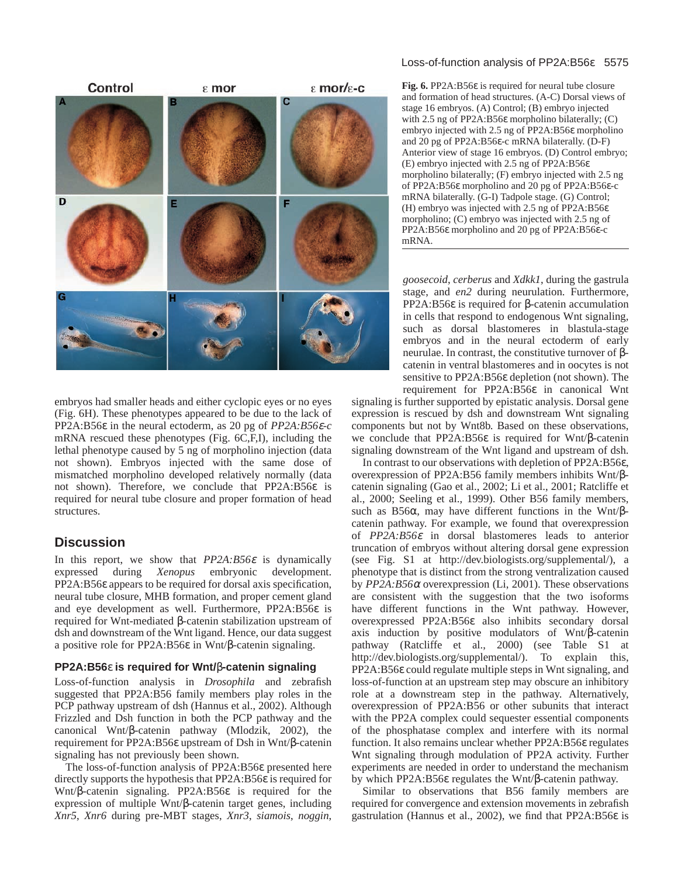**Fig. 6.** PP2A:B56ε is required for neural tube closure and formation of head structures. (A-C) Dorsal views of stage 16 embryos. (A) Control; (B) embryo injected with 2.5 ng of PP2A:B56ε morpholino bilaterally; (C) embryo injected with 2.5 ng of PP2A:B56ε morpholino and 20 pg of PP2A:B56ε-c mRNA bilaterally. (D-F) Anterior view of stage 16 embryos. (D) Control embryo; (E) embryo injected with 2.5 ng of PP2A:B56ε morpholino bilaterally; (F) embryo injected with 2.5 ng of PP2A:B56ε morpholino and 20 pg of PP2A:B56ε-c mRNA bilaterally. (G-I) Tadpole stage. (G) Control; (H) embryo was injected with 2.5 ng of PP2A:B56ε morpholino; (C) embryo was injected with 2.5 ng of PP2A:B56ε morpholino and 20 pg of PP2A:B56ε-c mRNA.

embryos had smaller heads and either cyclopic eyes or no eyes (Fig. 6H). These phenotypes appeared to be due to the lack of PP2A:B56ε in the neural ectoderm, as 20 pg of *PP2A:B56ε-c* mRNA rescued these phenotypes (Fig. 6C,F,I), including the lethal phenotype caused by 5 ng of morpholino injection (data not shown). Embryos injected with the same dose of mismatched morpholino developed relatively normally (data not shown). Therefore, we conclude that PP2A:B56ε is required for neural tube closure and proper formation of head structures.

## Discussion

In this report, we show that *PP2A:B56ε* is dynamically expressed during *Xenopus* embryonic development. PP2A:B56ε appears to be required for dorsal axis specification, neural tube closure, MHB formation, and proper cement gland and eye development as well. Furthermore, PP2A:B56ε is required for Wnt-mediated β-catenin stabilization upstream of dsh and downstream of the Wnt ligand. Hence, our data suggest a positive role for PP2A:B56ε in Wnt/β-catenin signaling.

### PP2A:B56ε is required for Wnt/β-catenin signaling

Loss-of-function analysis in *Drosophila* and zebrafish suggested that PP2A:B56 family members play roles in the PCP pathway upstream of dsh (Hannus et al., 2002). Although Frizzled and Dsh function in both the PCP pathway and the canonical Wnt/β-catenin pathway (Mlodzik, 2002), the requirement for PP2A:B56ε upstream of Dsh in Wnt/β-catenin signaling has not previously been shown.

The loss-of-function analysis of PP2A:B56ε presented here directly supports the hypothesis that PP2A:B56ε is required for Wnt/β-catenin signaling. PP2A:B56ε is required for the expression of multiple Wnt/β-catenin target genes, including *Xnr5*, *Xnr6* during pre-MBT stages, *Xnr3*, *siamois*, *noggin*, *goosecoid*, *cerberus* and *Xdkk1*, during the gastrula stage, and *en2* during neurulation. Furthermore, PP2A:B56ε is required for β-catenin accumulation in cells that respond to endogenous Wnt signaling, such as dorsal blastomeres in blastula-stage embryos and in the neural ectoderm of early neurulae. In contrast, the constitutive turnover of β-catenin in ventral blastomeres and in oocytes is not sensitive to PP2A:B56ε depletion (not shown). The requirement for PP2A:B56ε in canonical Wnt signaling is further supported by epistatic analysis. Dorsal gene expression is rescued by dsh and downstream Wnt signaling components but not by Wnt8b. Based on these observations, we conclude that PP2A:B56ε is required for Wnt/β-catenin signaling downstream of the Wnt ligand and upstream of dsh.

In contrast to our observations with depletion of PP2A:B56ε, overexpression of PP2A:B56 family members inhibits Wnt/β-catenin signaling (Gao et al., 2002; Li et al., 2001; Ratcliffe et al., 2000; Seeling et al., 1999). Other B56 family members, such as B56α, may have different functions in the Wnt/β-catenin pathway. For example, we found that overexpression of *PP2A:B56ε* in dorsal blastomeres leads to anterior truncation of embryos without altering dorsal gene expression (see Fig. S1 at http://dev.biologists.org/supplemental/), a phenotype that is distinct from the strong ventralization caused by *PP2A:B56α* overexpression (Li, 2001). These observations are consistent with the suggestion that the two isoforms have different functions in the Wnt pathway. However, overexpressed PP2A:B56ε also inhibits secondary dorsal axis induction by positive modulators of Wnt/β-catenin pathway (Ratcliffe et al., 2000) (see Table S1 at http://dev.biologists.org/supplemental/). To explain this, PP2A:B56ε could regulate multiple steps in Wnt signaling, and loss-of-function at an upstream step may obscure an inhibitory role at a downstream step in the pathway. Alternatively, overexpression of PP2A:B56 or other subunits that interact with the PP2A complex could sequester essential components of the phosphatase complex and interfere with its normal function. It also remains unclear whether PP2A:B56ε regulates Wnt signaling through modulation of PP2A activity. Further experiments are needed in order to understand the mechanism by which PP2A:B56ε regulates the Wnt/β-catenin pathway.

Similar to observations that B56 family members are required for convergence and extension movements in zebrafish gastrulation (Hannus et al., 2002), we find that PP2A:B56ε is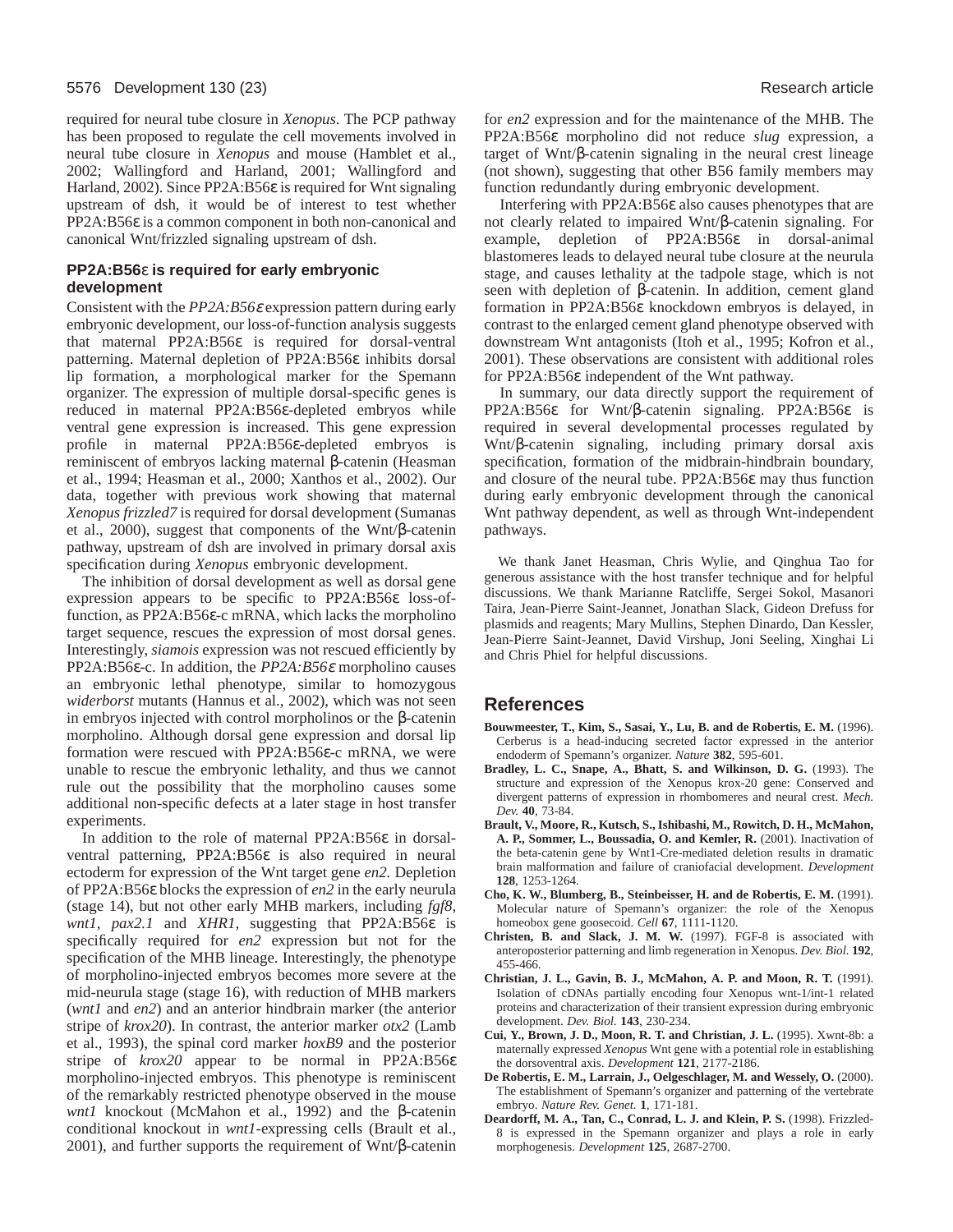required for neural tube closure in *Xenopus*. The PCP pathway has been proposed to regulate the cell movements involved in neural tube closure in *Xenopus* and mouse (Hamblet et al., 2002; Wallingford and Harland, 2001; Wallingford and Harland, 2002). Since PP2A:B56ε is required for Wnt signaling upstream of dsh, it would be of interest to test whether PP2A:B56ε is a common component in both non-canonical and canonical Wnt/frizzled signaling upstream of dsh.

### PP2A:B56ε is required for early embryonic development

Consistent with the *PP2A:B56ε* expression pattern during early embryonic development, our loss-of-function analysis suggests that maternal PP2A:B56ε is required for dorsal-ventral patterning. Maternal depletion of PP2A:B56ε inhibits dorsal lip formation, a morphological marker for the Spemann organizer. The expression of multiple dorsal-specific genes is reduced in maternal PP2A:B56ε-depleted embryos while ventral gene expression is increased. This gene expression profile in maternal PP2A:B56ε-depleted embryos is reminiscent of embryos lacking maternal β-catenin (Heasman et al., 1994; Heasman et al., 2000; Xanthos et al., 2002). Our data, together with previous work showing that maternal *Xenopus frizzled7* is required for dorsal development (Sumanas et al., 2000), suggest that components of the Wnt/β-catenin pathway, upstream of dsh are involved in primary dorsal axis specification during *Xenopus* embryonic development.

The inhibition of dorsal development as well as dorsal gene expression appears to be specific to PP2A:B56ε loss-of-function, as PP2A:B56ε-c mRNA, which lacks the morpholino target sequence, rescues the expression of most dorsal genes. Interestingly, *siamois* expression was not rescued efficiently by PP2A:B56ε-c. In addition, the *PP2A:B56ε* morpholino causes an embryonic lethal phenotype, similar to homozygous *widerborst* mutants (Hannus et al., 2002), which was not seen in embryos injected with control morpholinos or the β-catenin morpholino. Although dorsal gene expression and dorsal lip formation were rescued with PP2A:B56ε-c mRNA, we were unable to rescue the embryonic lethality, and thus we cannot rule out the possibility that the morpholino causes some additional non-specific defects at a later stage in host transfer experiments.

In addition to the role of maternal PP2A:B56ε in dorsal-ventral patterning, PP2A:B56ε is also required in neural ectoderm for expression of the Wnt target gene *en2*. Depletion of PP2A:B56ε blocks the expression of *en2* in the early neurula (stage 14), but not other early MHB markers, including *fgf8*, *wnt1*, *pax2.1* and *XHR1*, suggesting that PP2A:B56ε is specifically required for *en2* expression but not for the specification of the MHB lineage. Interestingly, the phenotype of morpholino-injected embryos becomes more severe at the mid-neurula stage (stage 16), with reduction of MHB markers (*wnt1* and *en2*) and an anterior hindbrain marker (the anterior stripe of *krox20*). In contrast, the anterior marker *otx2* (Lamb et al., 1993), the spinal cord marker *hoxB9* and the posterior stripe of *krox20* appear to be normal in PP2A:B56ε morpholino-injected embryos. This phenotype is reminiscent of the remarkably restricted phenotype observed in the mouse *wnt1* knockout (McMahon et al., 1992) and the β-catenin conditional knockout in *wnt1*-expressing cells (Brault et al., 2001), and further supports the requirement of Wnt/β-catenin for *en2* expression and for the maintenance of the MHB. The PP2A:B56ε morpholino did not reduce *slug* expression, a target of Wnt/β-catenin signaling in the neural crest lineage (not shown), suggesting that other B56 family members may function redundantly during embryonic development.

Interfering with PP2A:B56ε also causes phenotypes that are not clearly related to impaired Wnt/β-catenin signaling. For example, depletion of PP2A:B56ε in dorsal-animal blastomeres leads to delayed neural tube closure at the neurula stage, and causes lethality at the tadpole stage, which is not seen with depletion of β-catenin. In addition, cement gland formation in PP2A:B56ε knockdown embryos is delayed, in contrast to the enlarged cement gland phenotype observed with downstream Wnt antagonists (Itoh et al., 1995; Kofron et al., 2001). These observations are consistent with additional roles for PP2A:B56ε independent of the Wnt pathway.

In summary, our data directly support the requirement of PP2A:B56ε for Wnt/β-catenin signaling. PP2A:B56ε is required in several developmental processes regulated by Wnt/β-catenin signaling, including primary dorsal axis specification, formation of the midbrain-hindbrain boundary, and closure of the neural tube. PP2A:B56ε may thus function during early embryonic development through the canonical Wnt pathway dependent, as well as through Wnt-independent pathways.

We thank Janet Heasman, Chris Wylie, and Qinghua Tao for generous assistance with the host transfer technique and for helpful discussions. We thank Marianne Ratcliffe, Sergei Sokol, Masanori Taira, Jean-Pierre Saint-Jeannet, Jonathan Slack, Gideon Drefuss for plasmids and reagents; Mary Mullins, Stephen Dinardo, Dan Kessler, Jean-Pierre Saint-Jeannet, David Virshup, Joni Seeling, Xinghai Li and Chris Phiel for helpful discussions.

## References

**Bouwmeester, T., Kim, S., Sasai, Y., Lu, B. and de Robertis, E. M.** (1996). Cerberus is a head-inducing secreted factor expressed in the anterior endoderm of Spemann's organizer. *Nature* **382**, 595-601.

**Bradley, L. C., Snape, A., Bhatt, S. and Wilkinson, D. G.** (1993). The structure and expression of the Xenopus krox-20 gene: Conserved and divergent patterns of expression in rhombomeres and neural crest. *Mech. Dev.* **40**, 73-84.

**Brault, V., Moore, R., Kutsch, S., Ishibashi, M., Rowitch, D. H., McMahon, A. P., Sommer, L., Boussadia, O. and Kemler, R.** (2001). Inactivation of the beta-catenin gene by Wnt1-Cre-mediated deletion results in dramatic brain malformation and failure of craniofacial development. *Development* **128**, 1253-1264.

**Cho, K. W., Blumberg, B., Steinbeisser, H. and de Robertis, E. M.** (1991). Molecular nature of Spemann's organizer: the role of the Xenopus homeobox gene goosecoid. *Cell* **67**, 1111-1120.

**Christen, B. and Slack, J. M. W.** (1997). FGF-8 is associated with anteroposterior patterning and limb regeneration in Xenopus. *Dev. Biol.* **192**, 455-466.

**Christian, J. L., Gavin, B. J., McMahon, A. P. and Moon, R. T.** (1991). Isolation of cDNAs partially encoding four Xenopus wnt-1/int-1 related proteins and characterization of their transient expression during embryonic development. *Dev. Biol.* **143**, 230-234.

**Cui, Y., Brown, J. D., Moon, R. T. and Christian, J. L.** (1995). Xwnt-8b: a maternally expressed *Xenopus* Wnt gene with a potential role in establishing the dorsoventral axis. *Development* **121**, 2177-2186.

**De Robertis, E. M., Larrain, J., Oelgeschlager, M. and Wessely, O.** (2000). The establishment of Spemann's organizer and patterning of the vertebrate embryo. *Nature Rev. Genet.* **1**, 171-181.

**Deardorff, M. A., Tan, C., Conrad, L. J. and Klein, P. S.** (1998). Frizzled-8 is expressed in the Spemann organizer and plays a role in early morphogenesis. *Development* **125**, 2687-2700.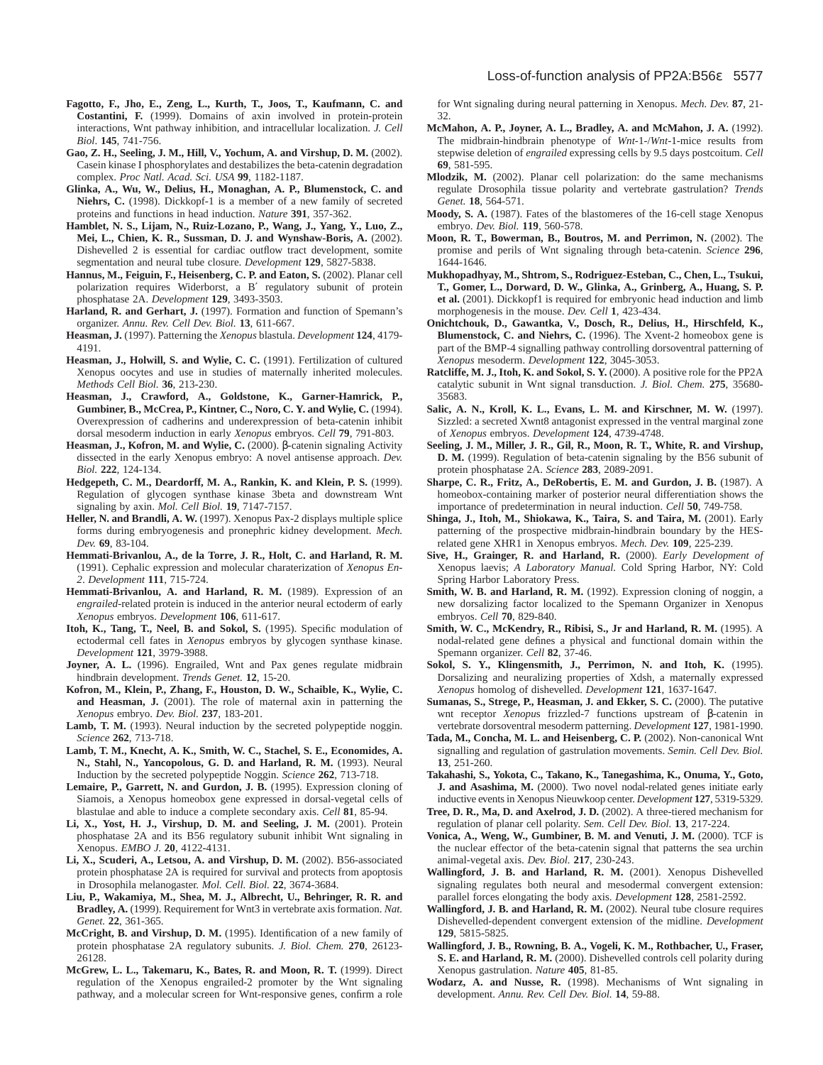**Fagotto, F., Jho, E., Zeng, L., Kurth, T., Joos, T., Kaufmann, C. and Costantini, F.** (1999). Domains of axin involved in protein-protein interactions, Wnt pathway inhibition, and intracellular localization. *J. Cell Biol.* **145**, 741-756.

**Gao, Z. H., Seeling, J. M., Hill, V., Yochum, A. and Virshup, D. M.** (2002). Casein kinase I phosphorylates and destabilizes the beta-catenin degradation complex. *Proc Natl. Acad. Sci. USA* **99**, 1182-1187.

**Glinka, A., Wu, W., Delius, H., Monaghan, A. P., Blumenstock, C. and Niehrs, C.** (1998). Dickkopf-1 is a member of a new family of secreted proteins and functions in head induction. *Nature* **391**, 357-362.

**Hamblet, N. S., Lijam, N., Ruiz-Lozano, P., Wang, J., Yang, Y., Luo, Z., Mei, L., Chien, K. R., Sussman, D. J. and Wynshaw-Boris, A.** (2002). Dishevelled 2 is essential for cardiac outflow tract development, somite segmentation and neural tube closure. *Development* **129**, 5827-5838.

**Hannus, M., Feiguin, F., Heisenberg, C. P. and Eaton, S.** (2002). Planar cell polarization requires Widerborst, a B′ regulatory subunit of protein phosphatase 2A. *Development* **129**, 3493-3503.

**Harland, R. and Gerhart, J.** (1997). Formation and function of Spemann's organizer. *Annu. Rev. Cell Dev. Biol.* **13**, 611-667.

**Heasman, J.** (1997). Patterning the *Xenopus* blastula. *Development* **124**, 4179-4191.

**Heasman, J., Holwill, S. and Wylie, C. C.** (1991). Fertilization of cultured Xenopus oocytes and use in studies of maternally inherited molecules. *Methods Cell Biol.* **36**, 213-230.

**Heasman, J., Crawford, A., Goldstone, K., Garner-Hamrick, P., Gumbiner, B., McCrea, P., Kintner, C., Noro, C. Y. and Wylie, C.** (1994). Overexpression of cadherins and underexpression of beta-catenin inhibit dorsal mesoderm induction in early *Xenopus* embryos. *Cell* **79**, 791-803.

**Heasman, J., Kofron, M. and Wylie, C.** (2000). β-catenin signaling Activity dissected in the early Xenopus embryo: A novel antisense approach. *Dev. Biol.* **222**, 124-134.

**Hedgepeth, C. M., Deardorff, M. A., Rankin, K. and Klein, P. S.** (1999). Regulation of glycogen synthase kinase 3beta and downstream Wnt signaling by axin. *Mol. Cell Biol.* **19**, 7147-7157.

**Heller, N. and Brandli, A. W.** (1997). Xenopus Pax-2 displays multiple splice forms during embryogenesis and pronephric kidney development. *Mech. Dev.* **69**, 83-104.

**Hemmati-Brivanlou, A., de la Torre, J. R., Holt, C. and Harland, R. M.** (1991). Cephalic expression and molecular charaterization of *Xenopus En-2*. *Development* **111**, 715-724.

**Hemmati-Brivanlou, A. and Harland, R. M.** (1989). Expression of an *engrailed*-related protein is induced in the anterior neural ectoderm of early *Xenopus* embryos. *Development* **106**, 611-617.

**Itoh, K., Tang, T., Neel, B. and Sokol, S.** (1995). Specific modulation of ectodermal cell fates in *Xenopus* embryos by glycogen synthase kinase. *Development* **121**, 3979-3988.

**Joyner, A. L.** (1996). Engrailed, Wnt and Pax genes regulate midbrain hindbrain development. *Trends Genet.* **12**, 15-20.

**Kofron, M., Klein, P., Zhang, F., Houston, D. W., Schaible, K., Wylie, C. and Heasman, J.** (2001). The role of maternal axin in patterning the *Xenopus* embryo. *Dev. Biol.* **237**, 183-201.

**Lamb, T. M.** (1993). Neural induction by the secreted polypeptide noggin. *Science* **262**, 713-718.

**Lamb, T. M., Knecht, A. K., Smith, W. C., Stachel, S. E., Economides, A. N., Stahl, N., Yancopolous, G. D. and Harland, R. M.** (1993). Neural Induction by the secreted polypeptide Noggin. *Science* **262**, 713-718.

**Lemaire, P., Garrett, N. and Gurdon, J. B.** (1995). Expression cloning of Siamois, a Xenopus homeobox gene expressed in dorsal-vegetal cells of blastulae and able to induce a complete secondary axis. *Cell* **81**, 85-94.

**Li, X., Yost, H. J., Virshup, D. M. and Seeling, J. M.** (2001). Protein phosphatase 2A and its B56 regulatory subunit inhibit Wnt signaling in Xenopus. *EMBO J.* **20**, 4122-4131.

**Li, X., Scuderi, A., Letsou, A. and Virshup, D. M.** (2002). B56-associated protein phosphatase 2A is required for survival and protects from apoptosis in Drosophila melanogaster. *Mol. Cell. Biol.* **22**, 3674-3684.

**Liu, P., Wakamiya, M., Shea, M. J., Albrecht, U., Behringer, R. R. and Bradley, A.** (1999). Requirement for Wnt3 in vertebrate axis formation. *Nat. Genet.* **22**, 361-365.

**McCright, B. and Virshup, D. M.** (1995). Identification of a new family of protein phosphatase 2A regulatory subunits. *J. Biol. Chem.* **270**, 26123-26128.

**McGrew, L. L., Takemaru, K., Bates, R. and Moon, R. T.** (1999). Direct regulation of the Xenopus engrailed-2 promoter by the Wnt signaling pathway, and a molecular screen for Wnt-responsive genes, confirm a role for Wnt signaling during neural patterning in Xenopus. *Mech. Dev.* **87**, 21-32.

**McMahon, A. P., Joyner, A. L., Bradley, A. and McMahon, J. A.** (1992). The midbrain-hindbrain phenotype of *Wnt*-1-/*Wnt*-1-mice results from stepwise deletion of *engrailed* expressing cells by 9.5 days postcoitum. *Cell* **69**, 581-595.

**Mlodzik, M.** (2002). Planar cell polarization: do the same mechanisms regulate Drosophila tissue polarity and vertebrate gastrulation? *Trends Genet.* **18**, 564-571.

**Moody, S. A.** (1987). Fates of the blastomeres of the 16-cell stage Xenopus embryo. *Dev. Biol.* **119**, 560-578.

**Moon, R. T., Bowerman, B., Boutros, M. and Perrimon, N.** (2002). The promise and perils of Wnt signaling through beta-catenin. *Science* **296**, 1644-1646.

**Mukhopadhyay, M., Shtrom, S., Rodriguez-Esteban, C., Chen, L., Tsukui, T., Gomer, L., Dorward, D. W., Glinka, A., Grinberg, A., Huang, S. P. et al.** (2001). Dickkopf1 is required for embryonic head induction and limb morphogenesis in the mouse. *Dev. Cell* **1**, 423-434.

**Onichtchouk, D., Gawantka, V., Dosch, R., Delius, H., Hirschfeld, K., Blumenstock, C. and Niehrs, C.** (1996). The Xvent-2 homeobox gene is part of the BMP-4 signalling pathway controlling dorsoventral patterning of *Xenopus* mesoderm. *Development* **122**, 3045-3053.

**Ratcliffe, M. J., Itoh, K. and Sokol, S. Y.** (2000). A positive role for the PP2A catalytic subunit in Wnt signal transduction. *J. Biol. Chem.* **275**, 35680-35683.

**Salic, A. N., Kroll, K. L., Evans, L. M. and Kirschner, M. W.** (1997). Sizzled: a secreted Xwnt8 antagonist expressed in the ventral marginal zone of *Xenopus* embryos. *Development* **124**, 4739-4748.

**Seeling, J. M., Miller, J. R., Gil, R., Moon, R. T., White, R. and Virshup, D. M.** (1999). Regulation of beta-catenin signaling by the B56 subunit of protein phosphatase 2A. *Science* **283**, 2089-2091.

**Sharpe, C. R., Fritz, A., DeRobertis, E. M. and Gurdon, J. B.** (1987). A homeobox-containing marker of posterior neural differentiation shows the importance of predetermination in neural induction. *Cell* **50**, 749-758.

**Shinga, J., Itoh, M., Shiokawa, K., Taira, S. and Taira, M.** (2001). Early patterning of the prospective midbrain-hindbrain boundary by the HES-related gene XHR1 in Xenopus embryos. *Mech. Dev.* **109**, 225-239.

**Sive, H., Grainger, R. and Harland, R.** (2000). *Early Development of* Xenopus laevis; *A Laboratory Manual*. Cold Spring Harbor, NY: Cold Spring Harbor Laboratory Press.

**Smith, W. B. and Harland, R. M.** (1992). Expression cloning of noggin, a new dorsalizing factor localized to the Spemann Organizer in Xenopus embryos. *Cell* **70**, 829-840.

**Smith, W. C., McKendry, R., Ribisi, S., Jr and Harland, R. M.** (1995). A nodal-related gene defines a physical and functional domain within the Spemann organizer. *Cell* **82**, 37-46.

**Sokol, S. Y., Klingensmith, J., Perrimon, N. and Itoh, K.** (1995). Dorsalizing and neuralizing properties of Xdsh, a maternally expressed *Xenopus* homolog of dishevelled. *Development* **121**, 1637-1647.

**Sumanas, S., Strege, P., Heasman, J. and Ekker, S. C.** (2000). The putative wnt receptor *Xenopus* frizzled-7 functions upstream of β-catenin in vertebrate dorsoventral mesoderm patterning. *Development* **127**, 1981-1990.

**Tada, M., Concha, M. L. and Heisenberg, C. P.** (2002). Non-canonical Wnt signalling and regulation of gastrulation movements. *Semin. Cell Dev. Biol.* **13**, 251-260.

**Takahashi, S., Yokota, C., Takano, K., Tanegashima, K., Onuma, Y., Goto, J. and Asashima, M.** (2000). Two novel nodal-related genes initiate early inductive events in Xenopus Nieuwkoop center. *Development* **127**, 5319-5329.

**Tree, D. R., Ma, D. and Axelrod, J. D.** (2002). A three-tiered mechanism for regulation of planar cell polarity. *Sem. Cell Dev. Biol.* **13**, 217-224.

**Vonica, A., Weng, W., Gumbiner, B. M. and Venuti, J. M.** (2000). TCF is the nuclear effector of the beta-catenin signal that patterns the sea urchin animal-vegetal axis. *Dev. Biol.* **217**, 230-243.

**Wallingford, J. B. and Harland, R. M.** (2001). Xenopus Dishevelled signaling regulates both neural and mesodermal convergent extension: parallel forces elongating the body axis. *Development* **128**, 2581-2592.

**Wallingford, J. B. and Harland, R. M.** (2002). Neural tube closure requires Dishevelled-dependent convergent extension of the midline. *Development* **129**, 5815-5825.

**Wallingford, J. B., Rowning, B. A., Vogeli, K. M., Rothbacher, U., Fraser, S. E. and Harland, R. M.** (2000). Dishevelled controls cell polarity during Xenopus gastrulation. *Nature* **405**, 81-85.

**Wodarz, A. and Nusse, R.** (1998). Mechanisms of Wnt signaling in development. *Annu. Rev. Cell Dev. Biol.* **14**, 59-88.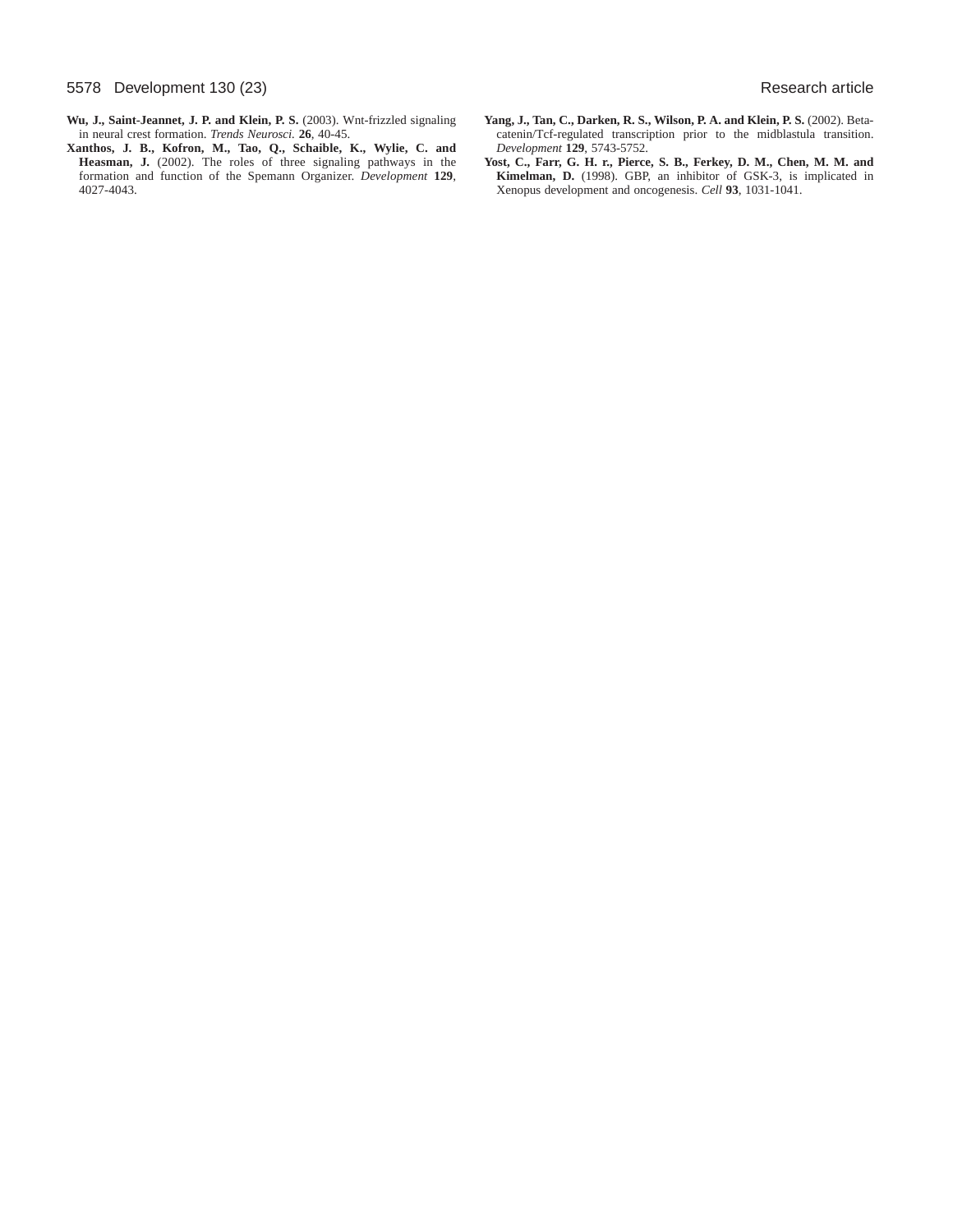**Wu, J., Saint-Jeannet, J. P. and Klein, P. S.** (2003). Wnt-frizzled signaling in neural crest formation. *Trends Neurosci.* **26**, 40-45.

**Xanthos, J. B., Kofron, M., Tao, Q., Schaible, K., Wylie, C. and Heasman, J.** (2002). The roles of three signaling pathways in the formation and function of the Spemann Organizer. *Development* **129**, 4027-4043.

**Yang, J., Tan, C., Darken, R. S., Wilson, P. A. and Klein, P. S.** (2002). Beta-catenin/Tcf-regulated transcription prior to the midblastula transition. *Development* **129**, 5743-5752.

**Yost, C., Farr, G. H. r., Pierce, S. B., Ferkey, D. M., Chen, M. M. and Kimelman, D.** (1998). GBP, an inhibitor of GSK-3, is implicated in Xenopus development and oncogenesis. *Cell* **93**, 1031-1041.